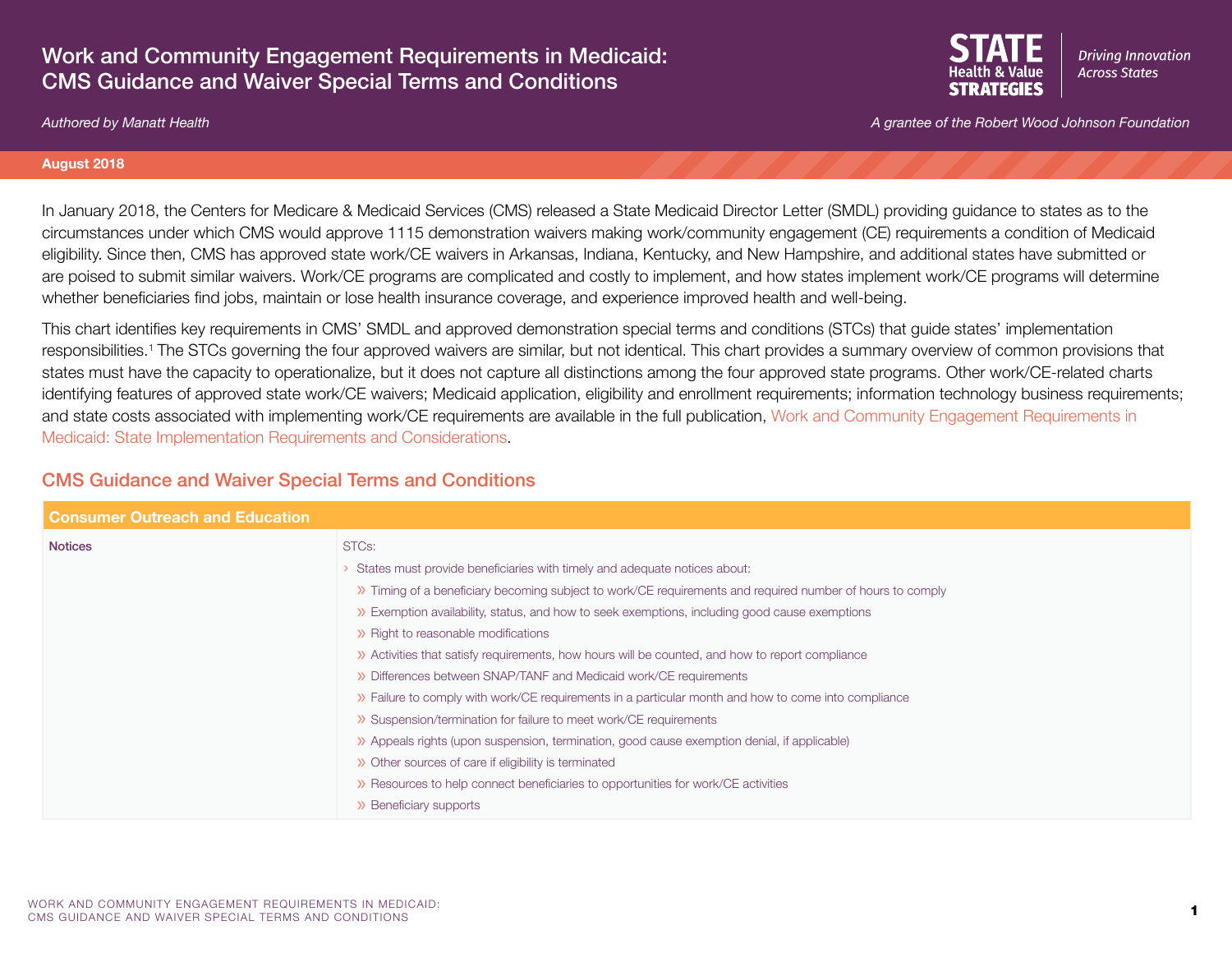# Work and Community Engagement Requirements in Medicaid: CMS Guidance and Waiver Special Terms and Conditions

*Authored by Manatt Health*

STATE Health & Value STRATEGIES — *Driving Innovation Across States*

*A grantee of the Robert Wood Johnson Foundation*

**August 2018**

In January 2018, the Centers for Medicare & Medicaid Services (CMS) released a State Medicaid Director Letter (SMDL) providing guidance to states as to the circumstances under which CMS would approve 1115 demonstration waivers making work/community engagement (CE) requirements a condition of Medicaid eligibility. Since then, CMS has approved state work/CE waivers in Arkansas, Indiana, Kentucky, and New Hampshire, and additional states have submitted or are poised to submit similar waivers. Work/CE programs are complicated and costly to implement, and how states implement work/CE programs will determine whether beneficiaries find jobs, maintain or lose health insurance coverage, and experience improved health and well-being.

This chart identifies key requirements in CMS' SMDL and approved demonstration special terms and conditions (STCs) that guide states' implementation responsibilities.[1] The STCs governing the four approved waivers are similar, but not identical. This chart provides a summary overview of common provisions that states must have the capacity to operationalize, but it does not capture all distinctions among the four approved state programs. Other work/CE-related charts identifying features of approved state work/CE waivers; Medicaid application, eligibility and enrollment requirements; information technology business requirements; and state costs associated with implementing work/CE requirements are available in the full publication, Work and Community Engagement Requirements in Medicaid: State Implementation Requirements and Considerations.

## CMS Guidance and Waiver Special Terms and Conditions

| Consumer Outreach and Education | |
|---|---|
| **Notices** | STCs:<br>› States must provide beneficiaries with timely and adequate notices about:<br>» Timing of a beneficiary becoming subject to work/CE requirements and required number of hours to comply<br>» Exemption availability, status, and how to seek exemptions, including good cause exemptions<br>» Right to reasonable modifications<br>» Activities that satisfy requirements, how hours will be counted, and how to report compliance<br>» Differences between SNAP/TANF and Medicaid work/CE requirements<br>» Failure to comply with work/CE requirements in a particular month and how to come into compliance<br>» Suspension/termination for failure to meet work/CE requirements<br>» Appeals rights (upon suspension, termination, good cause exemption denial, if applicable)<br>» Other sources of care if eligibility is terminated<br>» Resources to help connect beneficiaries to opportunities for work/CE activities<br>» Beneficiary supports |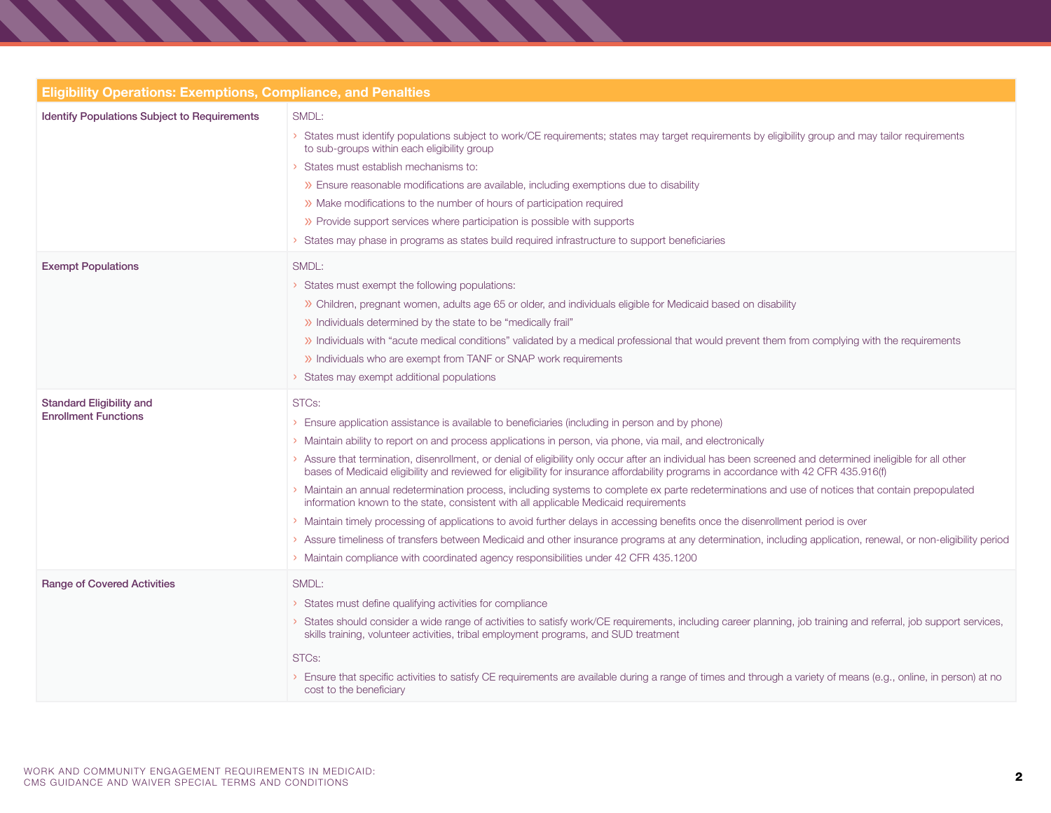| Eligibility Operations: Exemptions, Compliance, and Penalties | |
|---|---|
| **Identify Populations Subject to Requirements** | SMDL:<br>› States must identify populations subject to work/CE requirements; states may target requirements by eligibility group and may tailor requirements to sub-groups within each eligibility group<br>› States must establish mechanisms to:<br>» Ensure reasonable modifications are available, including exemptions due to disability<br>» Make modifications to the number of hours of participation required<br>» Provide support services where participation is possible with supports<br>› States may phase in programs as states build required infrastructure to support beneficiaries |
| **Exempt Populations** | SMDL:<br>› States must exempt the following populations:<br>» Children, pregnant women, adults age 65 or older, and individuals eligible for Medicaid based on disability<br>» Individuals determined by the state to be "medically frail"<br>» Individuals with "acute medical conditions" validated by a medical professional that would prevent them from complying with the requirements<br>» Individuals who are exempt from TANF or SNAP work requirements<br>› States may exempt additional populations |
| **Standard Eligibility and Enrollment Functions** | STCs:<br>› Ensure application assistance is available to beneficiaries (including in person and by phone)<br>› Maintain ability to report on and process applications in person, via phone, via mail, and electronically<br>› Assure that termination, disenrollment, or denial of eligibility only occur after an individual has been screened and determined ineligible for all other bases of Medicaid eligibility and reviewed for eligibility for insurance affordability programs in accordance with 42 CFR 435.916(f)<br>› Maintain an annual redetermination process, including systems to complete ex parte redeterminations and use of notices that contain prepopulated information known to the state, consistent with all applicable Medicaid requirements<br>› Maintain timely processing of applications to avoid further delays in accessing benefits once the disenrollment period is over<br>› Assure timeliness of transfers between Medicaid and other insurance programs at any determination, including application, renewal, or non-eligibility period<br>› Maintain compliance with coordinated agency responsibilities under 42 CFR 435.1200 |
| **Range of Covered Activities** | SMDL:<br>› States must define qualifying activities for compliance<br>› States should consider a wide range of activities to satisfy work/CE requirements, including career planning, job training and referral, job support services, skills training, volunteer activities, tribal employment programs, and SUD treatment<br><br>STCs:<br>› Ensure that specific activities to satisfy CE requirements are available during a range of times and through a variety of means (e.g., online, in person) at no cost to the beneficiary |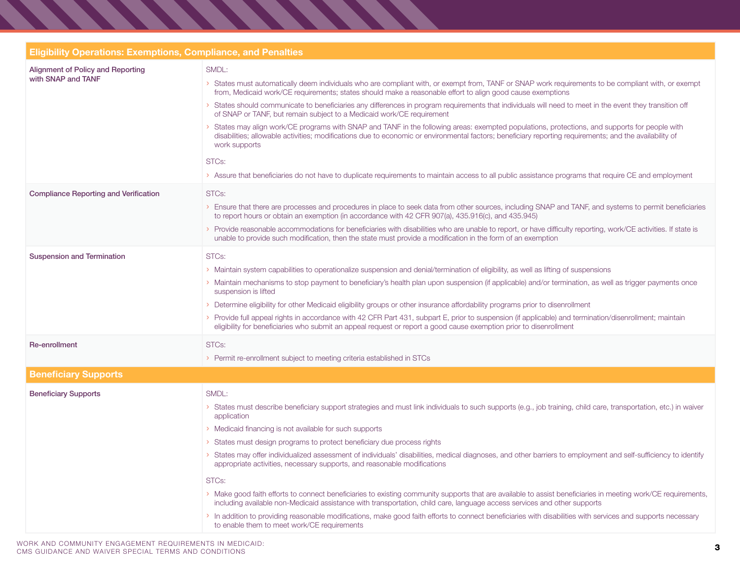| Eligibility Operations: Exemptions, Compliance, and Penalties | |
|---|---|
| **Alignment of Policy and Reporting with SNAP and TANF** | SMDL:<br>› States must automatically deem individuals who are compliant with, or exempt from, TANF or SNAP work requirements to be compliant with, or exempt from, Medicaid work/CE requirements; states should make a reasonable effort to align good cause exemptions<br>› States should communicate to beneficiaries any differences in program requirements that individuals will need to meet in the event they transition off of SNAP or TANF, but remain subject to a Medicaid work/CE requirement<br>› States may align work/CE programs with SNAP and TANF in the following areas: exempted populations, protections, and supports for people with disabilities; allowable activities; modifications due to economic or environmental factors; beneficiary reporting requirements; and the availability of work supports<br>STCs:<br>› Assure that beneficiaries do not have to duplicate requirements to maintain access to all public assistance programs that require CE and employment |
| **Compliance Reporting and Verification** | STCs:<br>› Ensure that there are processes and procedures in place to seek data from other sources, including SNAP and TANF, and systems to permit beneficiaries to report hours or obtain an exemption (in accordance with 42 CFR 907(a), 435.916(c), and 435.945)<br>› Provide reasonable accommodations for beneficiaries with disabilities who are unable to report, or have difficulty reporting, work/CE activities. If state is unable to provide such modification, then the state must provide a modification in the form of an exemption |
| **Suspension and Termination** | STCs:<br>› Maintain system capabilities to operationalize suspension and denial/termination of eligibility, as well as lifting of suspensions<br>› Maintain mechanisms to stop payment to beneficiary's health plan upon suspension (if applicable) and/or termination, as well as trigger payments once suspension is lifted<br>› Determine eligibility for other Medicaid eligibility groups or other insurance affordability programs prior to disenrollment<br>› Provide full appeal rights in accordance with 42 CFR Part 431, subpart E, prior to suspension (if applicable) and termination/disenrollment; maintain eligibility for beneficiaries who submit an appeal request or report a good cause exemption prior to disenrollment |
| **Re-enrollment** | STCs:<br>› Permit re-enrollment subject to meeting criteria established in STCs |
| **Beneficiary Supports** | |
| **Beneficiary Supports** | SMDL:<br>› States must describe beneficiary support strategies and must link individuals to such supports (e.g., job training, child care, transportation, etc.) in waiver application<br>› Medicaid financing is not available for such supports<br>› States must design programs to protect beneficiary due process rights<br>› States may offer individualized assessment of individuals' disabilities, medical diagnoses, and other barriers to employment and self-sufficiency to identify appropriate activities, necessary supports, and reasonable modifications<br>STCs:<br>› Make good faith efforts to connect beneficiaries to existing community supports that are available to assist beneficiaries in meeting work/CE requirements, including available non-Medicaid assistance with transportation, child care, language access services and other supports<br>› In addition to providing reasonable modifications, make good faith efforts to connect beneficiaries with disabilities with services and supports necessary to enable them to meet work/CE requirements |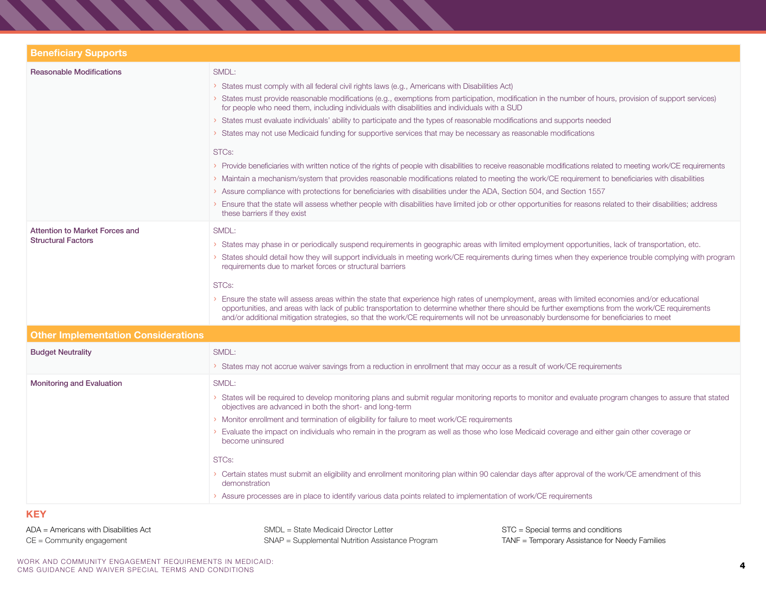| Beneficiary Supports | |
|---|---|
| **Reasonable Modifications** | SMDL:<br>› States must comply with all federal civil rights laws (e.g., Americans with Disabilities Act)<br>› States must provide reasonable modifications (e.g., exemptions from participation, modification in the number of hours, provision of support services) for people who need them, including individuals with disabilities and individuals with a SUD<br>› States must evaluate individuals' ability to participate and the types of reasonable modifications and supports needed<br>› States may not use Medicaid funding for supportive services that may be necessary as reasonable modifications<br><br>STCs:<br>› Provide beneficiaries with written notice of the rights of people with disabilities to receive reasonable modifications related to meeting work/CE requirements<br>› Maintain a mechanism/system that provides reasonable modifications related to meeting the work/CE requirement to beneficiaries with disabilities<br>› Assure compliance with protections for beneficiaries with disabilities under the ADA, Section 504, and Section 1557<br>› Ensure that the state will assess whether people with disabilities have limited job or other opportunities for reasons related to their disabilities; address these barriers if they exist |
| **Attention to Market Forces and Structural Factors** | SMDL:<br>› States may phase in or periodically suspend requirements in geographic areas with limited employment opportunities, lack of transportation, etc.<br>› States should detail how they will support individuals in meeting work/CE requirements during times when they experience trouble complying with program requirements due to market forces or structural barriers<br><br>STCs:<br>› Ensure the state will assess areas within the state that experience high rates of unemployment, areas with limited economies and/or educational opportunities, and areas with lack of public transportation to determine whether there should be further exemptions from the work/CE requirements and/or additional mitigation strategies, so that the work/CE requirements will not be unreasonably burdensome for beneficiaries to meet |
| **Other Implementation Considerations** | |
| **Budget Neutrality** | SMDL:<br>› States may not accrue waiver savings from a reduction in enrollment that may occur as a result of work/CE requirements |
| **Monitoring and Evaluation** | SMDL:<br>› States will be required to develop monitoring plans and submit regular monitoring reports to monitor and evaluate program changes to assure that stated objectives are advanced in both the short- and long-term<br>› Monitor enrollment and termination of eligibility for failure to meet work/CE requirements<br>› Evaluate the impact on individuals who remain in the program as well as those who lose Medicaid coverage and either gain other coverage or become uninsured<br><br>STCs:<br>› Certain states must submit an eligibility and enrollment monitoring plan within 90 calendar days after approval of the work/CE amendment of this demonstration<br>› Assure processes are in place to identify various data points related to implementation of work/CE requirements |

## KEY

ADA = Americans with Disabilities Act
CE = Community engagement
SMDL = State Medicaid Director Letter
SNAP = Supplemental Nutrition Assistance Program
STC = Special terms and conditions
TANF = Temporary Assistance for Needy Families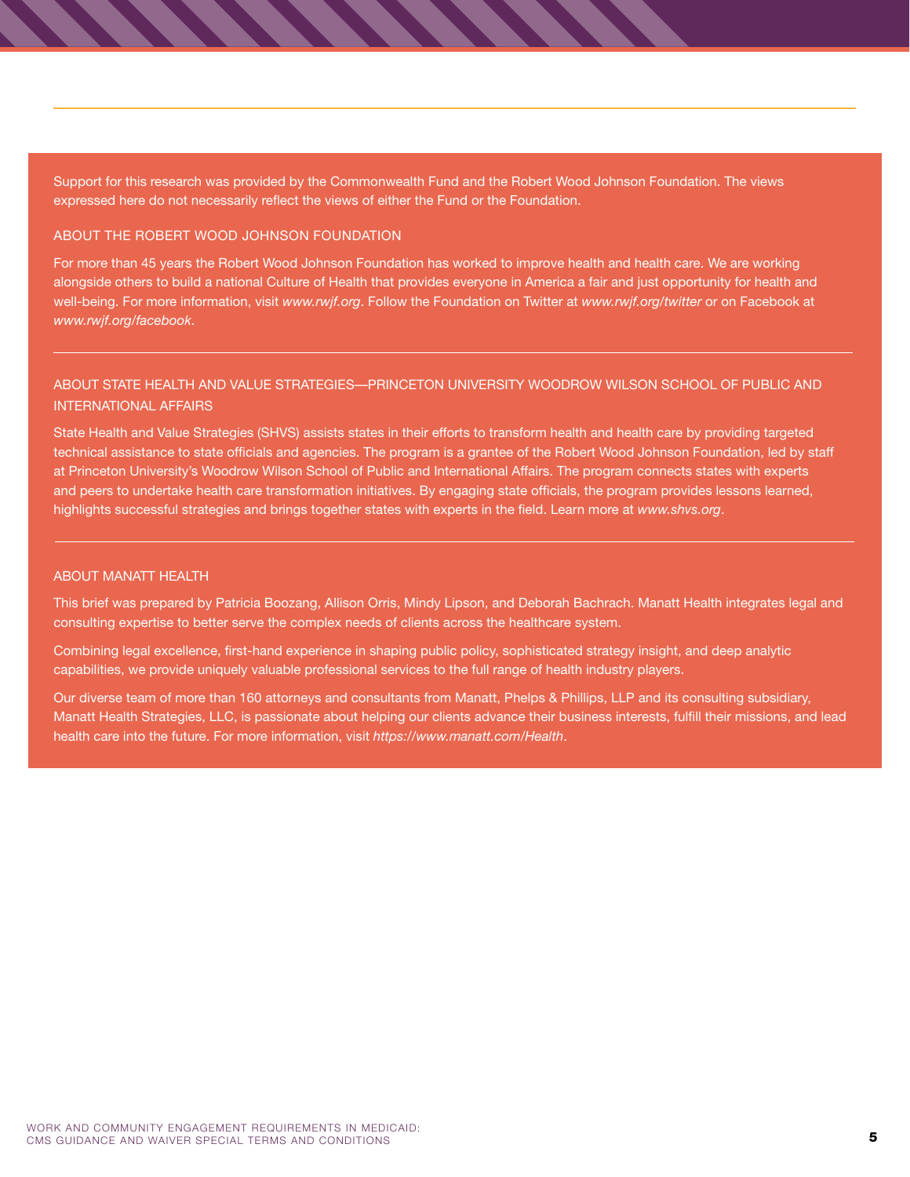Support for this research was provided by the Commonwealth Fund and the Robert Wood Johnson Foundation. The views expressed here do not necessarily reflect the views of either the Fund or the Foundation.

## ABOUT THE ROBERT WOOD JOHNSON FOUNDATION

For more than 45 years the Robert Wood Johnson Foundation has worked to improve health and health care. We are working alongside others to build a national Culture of Health that provides everyone in America a fair and just opportunity for health and well-being. For more information, visit *www.rwjf.org*. Follow the Foundation on Twitter at *www.rwjf.org/twitter* or on Facebook at *www.rwjf.org/facebook*.

---

## ABOUT STATE HEALTH AND VALUE STRATEGIES—PRINCETON UNIVERSITY WOODROW WILSON SCHOOL OF PUBLIC AND INTERNATIONAL AFFAIRS

State Health and Value Strategies (SHVS) assists states in their efforts to transform health and health care by providing targeted technical assistance to state officials and agencies. The program is a grantee of the Robert Wood Johnson Foundation, led by staff at Princeton University's Woodrow Wilson School of Public and International Affairs. The program connects states with experts and peers to undertake health care transformation initiatives. By engaging state officials, the program provides lessons learned, highlights successful strategies and brings together states with experts in the field. Learn more at *www.shvs.org*.

---

## ABOUT MANATT HEALTH

This brief was prepared by Patricia Boozang, Allison Orris, Mindy Lipson, and Deborah Bachrach. Manatt Health integrates legal and consulting expertise to better serve the complex needs of clients across the healthcare system.

Combining legal excellence, first-hand experience in shaping public policy, sophisticated strategy insight, and deep analytic capabilities, we provide uniquely valuable professional services to the full range of health industry players.

Our diverse team of more than 160 attorneys and consultants from Manatt, Phelps & Phillips, LLP and its consulting subsidiary, Manatt Health Strategies, LLC, is passionate about helping our clients advance their business interests, fulfill their missions, and lead health care into the future. For more information, visit *https://www.manatt.com/Health*.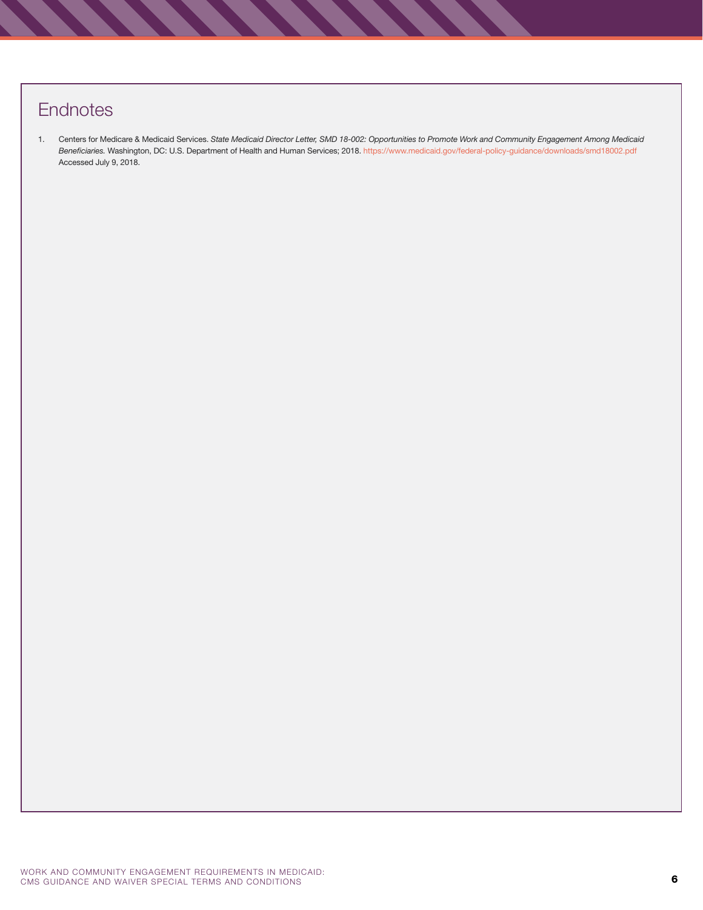## Endnotes

1. Centers for Medicare & Medicaid Services. *State Medicaid Director Letter, SMD 18-002: Opportunities to Promote Work and Community Engagement Among Medicaid Beneficiaries.* Washington, DC: U.S. Department of Health and Human Services; 2018. https://www.medicaid.gov/federal-policy-guidance/downloads/smd18002.pdf Accessed July 9, 2018.